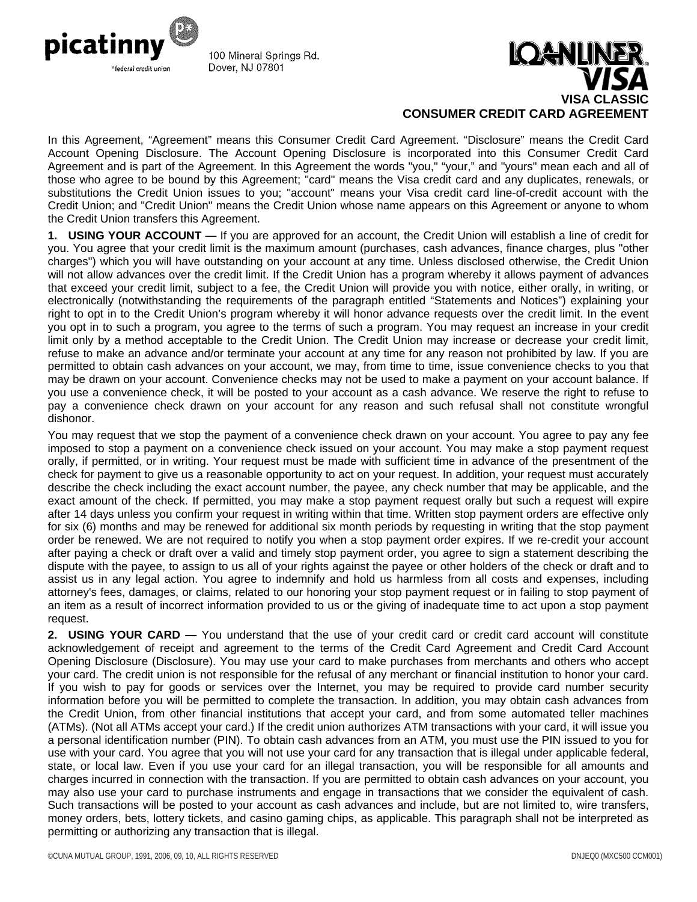picatinny *federal credit union

100 Mineral Springs Rd.
Dover, NJ 07801

LOANLINER VISA

# VISA CLASSIC
# CONSUMER CREDIT CARD AGREEMENT

In this Agreement, "Agreement" means this Consumer Credit Card Agreement. "Disclosure" means the Credit Card Account Opening Disclosure. The Account Opening Disclosure is incorporated into this Consumer Credit Card Agreement and is part of the Agreement. In this Agreement the words "you," "your," and "yours" mean each and all of those who agree to be bound by this Agreement; "card" means the Visa credit card and any duplicates, renewals, or substitutions the Credit Union issues to you; "account" means your Visa credit card line-of-credit account with the Credit Union; and "Credit Union" means the Credit Union whose name appears on this Agreement or anyone to whom the Credit Union transfers this Agreement.

**1. USING YOUR ACCOUNT —** If you are approved for an account, the Credit Union will establish a line of credit for you. You agree that your credit limit is the maximum amount (purchases, cash advances, finance charges, plus "other charges") which you will have outstanding on your account at any time. Unless disclosed otherwise, the Credit Union will not allow advances over the credit limit. If the Credit Union has a program whereby it allows payment of advances that exceed your credit limit, subject to a fee, the Credit Union will provide you with notice, either orally, in writing, or electronically (notwithstanding the requirements of the paragraph entitled "Statements and Notices") explaining your right to opt in to the Credit Union's program whereby it will honor advance requests over the credit limit. In the event you opt in to such a program, you agree to the terms of such a program. You may request an increase in your credit limit only by a method acceptable to the Credit Union. The Credit Union may increase or decrease your credit limit, refuse to make an advance and/or terminate your account at any time for any reason not prohibited by law. If you are permitted to obtain cash advances on your account, we may, from time to time, issue convenience checks to you that may be drawn on your account. Convenience checks may not be used to make a payment on your account balance. If you use a convenience check, it will be posted to your account as a cash advance. We reserve the right to refuse to pay a convenience check drawn on your account for any reason and such refusal shall not constitute wrongful dishonor.

You may request that we stop the payment of a convenience check drawn on your account. You agree to pay any fee imposed to stop a payment on a convenience check issued on your account. You may make a stop payment request orally, if permitted, or in writing. Your request must be made with sufficient time in advance of the presentment of the check for payment to give us a reasonable opportunity to act on your request. In addition, your request must accurately describe the check including the exact account number, the payee, any check number that may be applicable, and the exact amount of the check. If permitted, you may make a stop payment request orally but such a request will expire after 14 days unless you confirm your request in writing within that time. Written stop payment orders are effective only for six (6) months and may be renewed for additional six month periods by requesting in writing that the stop payment order be renewed. We are not required to notify you when a stop payment order expires. If we re-credit your account after paying a check or draft over a valid and timely stop payment order, you agree to sign a statement describing the dispute with the payee, to assign to us all of your rights against the payee or other holders of the check or draft and to assist us in any legal action. You agree to indemnify and hold us harmless from all costs and expenses, including attorney's fees, damages, or claims, related to our honoring your stop payment request or in failing to stop payment of an item as a result of incorrect information provided to us or the giving of inadequate time to act upon a stop payment request.

**2. USING YOUR CARD —** You understand that the use of your credit card or credit card account will constitute acknowledgement of receipt and agreement to the terms of the Credit Card Agreement and Credit Card Account Opening Disclosure (Disclosure). You may use your card to make purchases from merchants and others who accept your card. The credit union is not responsible for the refusal of any merchant or financial institution to honor your card. If you wish to pay for goods or services over the Internet, you may be required to provide card number security information before you will be permitted to complete the transaction. In addition, you may obtain cash advances from the Credit Union, from other financial institutions that accept your card, and from some automated teller machines (ATMs). (Not all ATMs accept your card.) If the credit union authorizes ATM transactions with your card, it will issue you a personal identification number (PIN). To obtain cash advances from an ATM, you must use the PIN issued to you for use with your card. You agree that you will not use your card for any transaction that is illegal under applicable federal, state, or local law. Even if you use your card for an illegal transaction, you will be responsible for all amounts and charges incurred in connection with the transaction. If you are permitted to obtain cash advances on your account, you may also use your card to purchase instruments and engage in transactions that we consider the equivalent of cash. Such transactions will be posted to your account as cash advances and include, but are not limited to, wire transfers, money orders, bets, lottery tickets, and casino gaming chips, as applicable. This paragraph shall not be interpreted as permitting or authorizing any transaction that is illegal.

©CUNA MUTUAL GROUP, 1991, 2006, 09, 10, ALL RIGHTS RESERVED DNJEQ0 (MXC500 CCM001)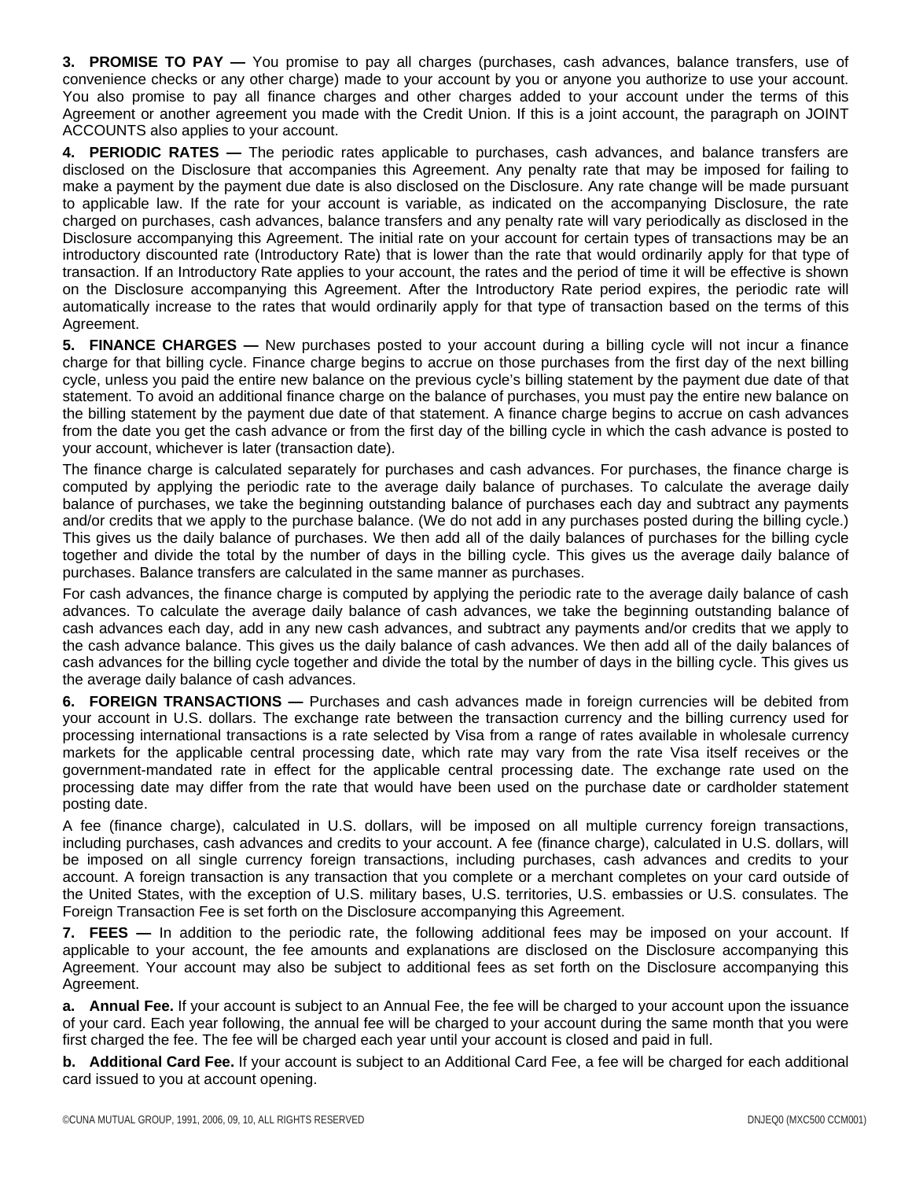**3. PROMISE TO PAY —** You promise to pay all charges (purchases, cash advances, balance transfers, use of convenience checks or any other charge) made to your account by you or anyone you authorize to use your account. You also promise to pay all finance charges and other charges added to your account under the terms of this Agreement or another agreement you made with the Credit Union. If this is a joint account, the paragraph on JOINT ACCOUNTS also applies to your account.

**4. PERIODIC RATES —** The periodic rates applicable to purchases, cash advances, and balance transfers are disclosed on the Disclosure that accompanies this Agreement. Any penalty rate that may be imposed for failing to make a payment by the payment due date is also disclosed on the Disclosure. Any rate change will be made pursuant to applicable law. If the rate for your account is variable, as indicated on the accompanying Disclosure, the rate charged on purchases, cash advances, balance transfers and any penalty rate will vary periodically as disclosed in the Disclosure accompanying this Agreement. The initial rate on your account for certain types of transactions may be an introductory discounted rate (Introductory Rate) that is lower than the rate that would ordinarily apply for that type of transaction. If an Introductory Rate applies to your account, the rates and the period of time it will be effective is shown on the Disclosure accompanying this Agreement. After the Introductory Rate period expires, the periodic rate will automatically increase to the rates that would ordinarily apply for that type of transaction based on the terms of this Agreement.

**5. FINANCE CHARGES —** New purchases posted to your account during a billing cycle will not incur a finance charge for that billing cycle. Finance charge begins to accrue on those purchases from the first day of the next billing cycle, unless you paid the entire new balance on the previous cycle's billing statement by the payment due date of that statement. To avoid an additional finance charge on the balance of purchases, you must pay the entire new balance on the billing statement by the payment due date of that statement. A finance charge begins to accrue on cash advances from the date you get the cash advance or from the first day of the billing cycle in which the cash advance is posted to your account, whichever is later (transaction date).

The finance charge is calculated separately for purchases and cash advances. For purchases, the finance charge is computed by applying the periodic rate to the average daily balance of purchases. To calculate the average daily balance of purchases, we take the beginning outstanding balance of purchases each day and subtract any payments and/or credits that we apply to the purchase balance. (We do not add in any purchases posted during the billing cycle.) This gives us the daily balance of purchases. We then add all of the daily balances of purchases for the billing cycle together and divide the total by the number of days in the billing cycle. This gives us the average daily balance of purchases. Balance transfers are calculated in the same manner as purchases.

For cash advances, the finance charge is computed by applying the periodic rate to the average daily balance of cash advances. To calculate the average daily balance of cash advances, we take the beginning outstanding balance of cash advances each day, add in any new cash advances, and subtract any payments and/or credits that we apply to the cash advance balance. This gives us the daily balance of cash advances. We then add all of the daily balances of cash advances for the billing cycle together and divide the total by the number of days in the billing cycle. This gives us the average daily balance of cash advances.

**6. FOREIGN TRANSACTIONS —** Purchases and cash advances made in foreign currencies will be debited from your account in U.S. dollars. The exchange rate between the transaction currency and the billing currency used for processing international transactions is a rate selected by Visa from a range of rates available in wholesale currency markets for the applicable central processing date, which rate may vary from the rate Visa itself receives or the government-mandated rate in effect for the applicable central processing date. The exchange rate used on the processing date may differ from the rate that would have been used on the purchase date or cardholder statement posting date.

A fee (finance charge), calculated in U.S. dollars, will be imposed on all multiple currency foreign transactions, including purchases, cash advances and credits to your account. A fee (finance charge), calculated in U.S. dollars, will be imposed on all single currency foreign transactions, including purchases, cash advances and credits to your account. A foreign transaction is any transaction that you complete or a merchant completes on your card outside of the United States, with the exception of U.S. military bases, U.S. territories, U.S. embassies or U.S. consulates. The Foreign Transaction Fee is set forth on the Disclosure accompanying this Agreement.

**7. FEES —** In addition to the periodic rate, the following additional fees may be imposed on your account. If applicable to your account, the fee amounts and explanations are disclosed on the Disclosure accompanying this Agreement. Your account may also be subject to additional fees as set forth on the Disclosure accompanying this Agreement.

**a. Annual Fee.** If your account is subject to an Annual Fee, the fee will be charged to your account upon the issuance of your card. Each year following, the annual fee will be charged to your account during the same month that you were first charged the fee. The fee will be charged each year until your account is closed and paid in full.

**b. Additional Card Fee.** If your account is subject to an Additional Card Fee, a fee will be charged for each additional card issued to you at account opening.

©CUNA MUTUAL GROUP, 1991, 2006, 09, 10, ALL RIGHTS RESERVED DNJEQ0 (MXC500 CCM001)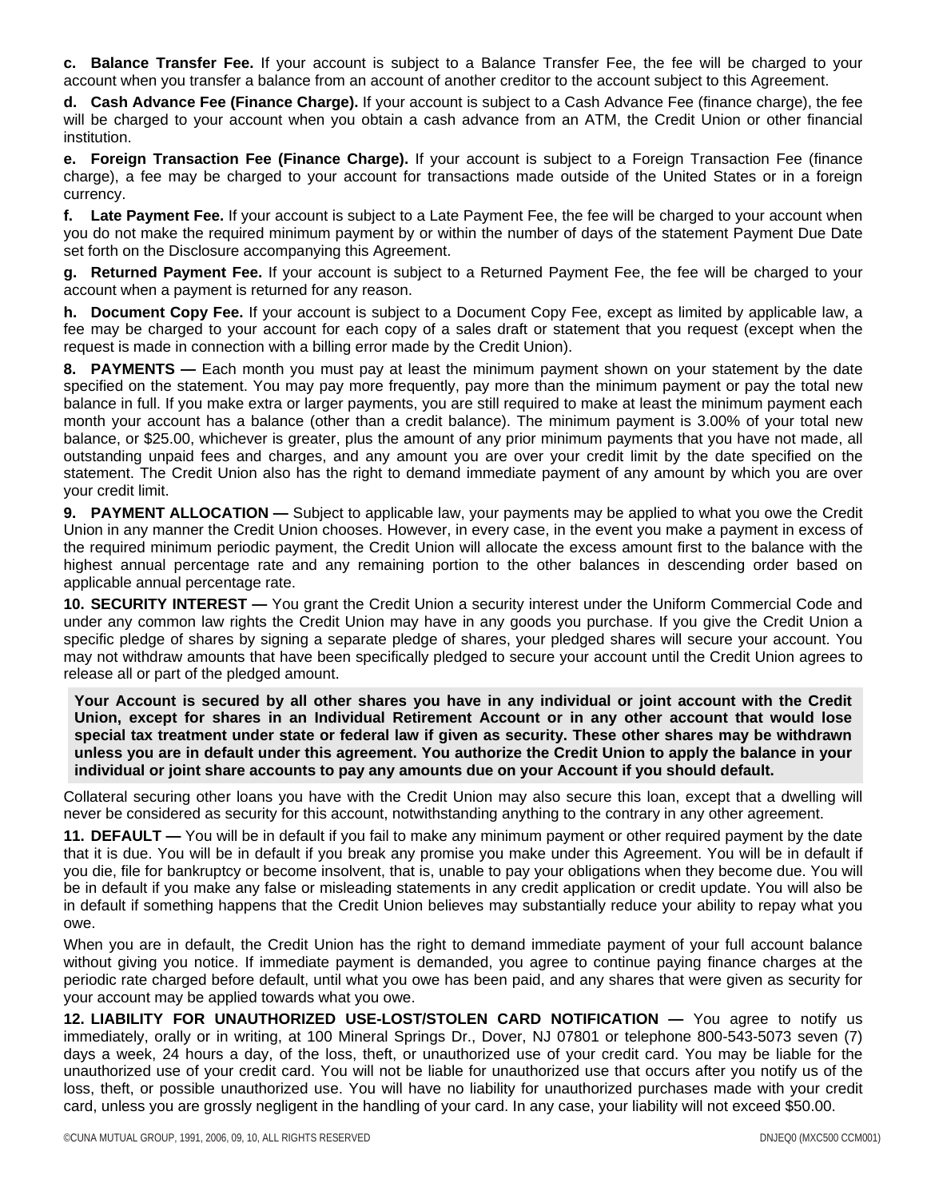**c. Balance Transfer Fee.** If your account is subject to a Balance Transfer Fee, the fee will be charged to your account when you transfer a balance from an account of another creditor to the account subject to this Agreement.

**d. Cash Advance Fee (Finance Charge).** If your account is subject to a Cash Advance Fee (finance charge), the fee will be charged to your account when you obtain a cash advance from an ATM, the Credit Union or other financial institution.

**e. Foreign Transaction Fee (Finance Charge).** If your account is subject to a Foreign Transaction Fee (finance charge), a fee may be charged to your account for transactions made outside of the United States or in a foreign currency.

**f. Late Payment Fee.** If your account is subject to a Late Payment Fee, the fee will be charged to your account when you do not make the required minimum payment by or within the number of days of the statement Payment Due Date set forth on the Disclosure accompanying this Agreement.

**g. Returned Payment Fee.** If your account is subject to a Returned Payment Fee, the fee will be charged to your account when a payment is returned for any reason.

**h. Document Copy Fee.** If your account is subject to a Document Copy Fee, except as limited by applicable law, a fee may be charged to your account for each copy of a sales draft or statement that you request (except when the request is made in connection with a billing error made by the Credit Union).

**8. PAYMENTS —** Each month you must pay at least the minimum payment shown on your statement by the date specified on the statement. You may pay more frequently, pay more than the minimum payment or pay the total new balance in full. If you make extra or larger payments, you are still required to make at least the minimum payment each month your account has a balance (other than a credit balance). The minimum payment is 3.00% of your total new balance, or $25.00, whichever is greater, plus the amount of any prior minimum payments that you have not made, all outstanding unpaid fees and charges, and any amount you are over your credit limit by the date specified on the statement. The Credit Union also has the right to demand immediate payment of any amount by which you are over your credit limit.

**9. PAYMENT ALLOCATION —** Subject to applicable law, your payments may be applied to what you owe the Credit Union in any manner the Credit Union chooses. However, in every case, in the event you make a payment in excess of the required minimum periodic payment, the Credit Union will allocate the excess amount first to the balance with the highest annual percentage rate and any remaining portion to the other balances in descending order based on applicable annual percentage rate.

**10. SECURITY INTEREST —** You grant the Credit Union a security interest under the Uniform Commercial Code and under any common law rights the Credit Union may have in any goods you purchase. If you give the Credit Union a specific pledge of shares by signing a separate pledge of shares, your pledged shares will secure your account. You may not withdraw amounts that have been specifically pledged to secure your account until the Credit Union agrees to release all or part of the pledged amount.

**Your Account is secured by all other shares you have in any individual or joint account with the Credit Union, except for shares in an Individual Retirement Account or in any other account that would lose special tax treatment under state or federal law if given as security. These other shares may be withdrawn unless you are in default under this agreement. You authorize the Credit Union to apply the balance in your individual or joint share accounts to pay any amounts due on your Account if you should default.**

Collateral securing other loans you have with the Credit Union may also secure this loan, except that a dwelling will never be considered as security for this account, notwithstanding anything to the contrary in any other agreement.

**11. DEFAULT —** You will be in default if you fail to make any minimum payment or other required payment by the date that it is due. You will be in default if you break any promise you make under this Agreement. You will be in default if you die, file for bankruptcy or become insolvent, that is, unable to pay your obligations when they become due. You will be in default if you make any false or misleading statements in any credit application or credit update. You will also be in default if something happens that the Credit Union believes may substantially reduce your ability to repay what you owe.

When you are in default, the Credit Union has the right to demand immediate payment of your full account balance without giving you notice. If immediate payment is demanded, you agree to continue paying finance charges at the periodic rate charged before default, until what you owe has been paid, and any shares that were given as security for your account may be applied towards what you owe.

**12. LIABILITY FOR UNAUTHORIZED USE-LOST/STOLEN CARD NOTIFICATION —** You agree to notify us immediately, orally or in writing, at 100 Mineral Springs Dr., Dover, NJ 07801 or telephone 800-543-5073 seven (7) days a week, 24 hours a day, of the loss, theft, or unauthorized use of your credit card. You may be liable for the unauthorized use of your credit card. You will not be liable for unauthorized use that occurs after you notify us of the loss, theft, or possible unauthorized use. You will have no liability for unauthorized purchases made with your credit card, unless you are grossly negligent in the handling of your card. In any case, your liability will not exceed $50.00.

©CUNA MUTUAL GROUP, 1991, 2006, 09, 10, ALL RIGHTS RESERVED DNJEQ0 (MXC500 CCM001)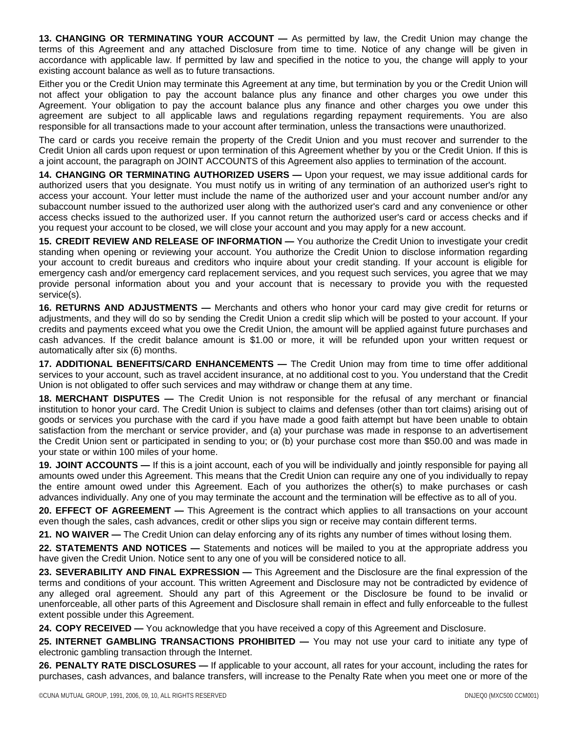**13. CHANGING OR TERMINATING YOUR ACCOUNT —** As permitted by law, the Credit Union may change the terms of this Agreement and any attached Disclosure from time to time. Notice of any change will be given in accordance with applicable law. If permitted by law and specified in the notice to you, the change will apply to your existing account balance as well as to future transactions.

Either you or the Credit Union may terminate this Agreement at any time, but termination by you or the Credit Union will not affect your obligation to pay the account balance plus any finance and other charges you owe under this Agreement. Your obligation to pay the account balance plus any finance and other charges you owe under this agreement are subject to all applicable laws and regulations regarding repayment requirements. You are also responsible for all transactions made to your account after termination, unless the transactions were unauthorized.

The card or cards you receive remain the property of the Credit Union and you must recover and surrender to the Credit Union all cards upon request or upon termination of this Agreement whether by you or the Credit Union. If this is a joint account, the paragraph on JOINT ACCOUNTS of this Agreement also applies to termination of the account.

**14. CHANGING OR TERMINATING AUTHORIZED USERS —** Upon your request, we may issue additional cards for authorized users that you designate. You must notify us in writing of any termination of an authorized user's right to access your account. Your letter must include the name of the authorized user and your account number and/or any subaccount number issued to the authorized user along with the authorized user's card and any convenience or other access checks issued to the authorized user. If you cannot return the authorized user's card or access checks and if you request your account to be closed, we will close your account and you may apply for a new account.

**15. CREDIT REVIEW AND RELEASE OF INFORMATION —** You authorize the Credit Union to investigate your credit standing when opening or reviewing your account. You authorize the Credit Union to disclose information regarding your account to credit bureaus and creditors who inquire about your credit standing. If your account is eligible for emergency cash and/or emergency card replacement services, and you request such services, you agree that we may provide personal information about you and your account that is necessary to provide you with the requested service(s).

**16. RETURNS AND ADJUSTMENTS —** Merchants and others who honor your card may give credit for returns or adjustments, and they will do so by sending the Credit Union a credit slip which will be posted to your account. If your credits and payments exceed what you owe the Credit Union, the amount will be applied against future purchases and cash advances. If the credit balance amount is $1.00 or more, it will be refunded upon your written request or automatically after six (6) months.

**17. ADDITIONAL BENEFITS/CARD ENHANCEMENTS —** The Credit Union may from time to time offer additional services to your account, such as travel accident insurance, at no additional cost to you. You understand that the Credit Union is not obligated to offer such services and may withdraw or change them at any time.

**18. MERCHANT DISPUTES —** The Credit Union is not responsible for the refusal of any merchant or financial institution to honor your card. The Credit Union is subject to claims and defenses (other than tort claims) arising out of goods or services you purchase with the card if you have made a good faith attempt but have been unable to obtain satisfaction from the merchant or service provider, and (a) your purchase was made in response to an advertisement the Credit Union sent or participated in sending to you; or (b) your purchase cost more than $50.00 and was made in your state or within 100 miles of your home.

**19. JOINT ACCOUNTS —** If this is a joint account, each of you will be individually and jointly responsible for paying all amounts owed under this Agreement. This means that the Credit Union can require any one of you individually to repay the entire amount owed under this Agreement. Each of you authorizes the other(s) to make purchases or cash advances individually. Any one of you may terminate the account and the termination will be effective as to all of you.

**20. EFFECT OF AGREEMENT —** This Agreement is the contract which applies to all transactions on your account even though the sales, cash advances, credit or other slips you sign or receive may contain different terms.

**21. NO WAIVER —** The Credit Union can delay enforcing any of its rights any number of times without losing them.

**22. STATEMENTS AND NOTICES —** Statements and notices will be mailed to you at the appropriate address you have given the Credit Union. Notice sent to any one of you will be considered notice to all.

**23. SEVERABILITY AND FINAL EXPRESSION —** This Agreement and the Disclosure are the final expression of the terms and conditions of your account. This written Agreement and Disclosure may not be contradicted by evidence of any alleged oral agreement. Should any part of this Agreement or the Disclosure be found to be invalid or unenforceable, all other parts of this Agreement and Disclosure shall remain in effect and fully enforceable to the fullest extent possible under this Agreement.

**24. COPY RECEIVED —** You acknowledge that you have received a copy of this Agreement and Disclosure.

**25. INTERNET GAMBLING TRANSACTIONS PROHIBITED —** You may not use your card to initiate any type of electronic gambling transaction through the Internet.

**26. PENALTY RATE DISCLOSURES —** If applicable to your account, all rates for your account, including the rates for purchases, cash advances, and balance transfers, will increase to the Penalty Rate when you meet one or more of the

©CUNA MUTUAL GROUP, 1991, 2006, 09, 10, ALL RIGHTS RESERVED DNJEQ0 (MXC500 CCM001)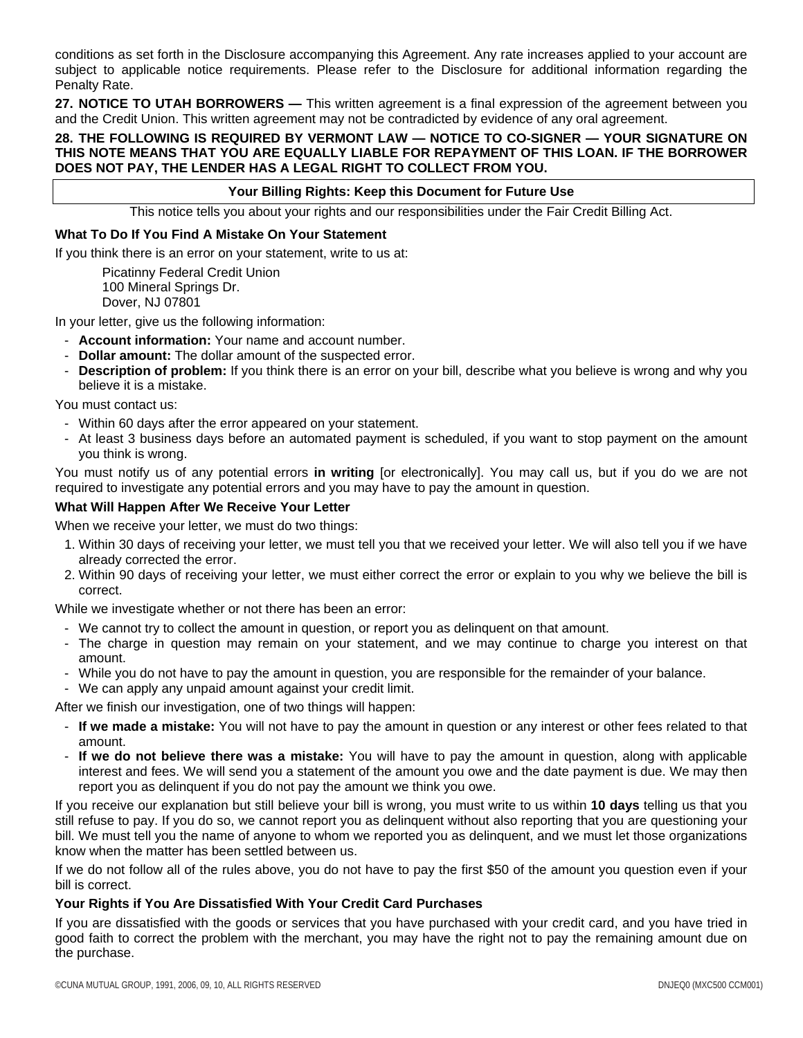conditions as set forth in the Disclosure accompanying this Agreement. Any rate increases applied to your account are subject to applicable notice requirements. Please refer to the Disclosure for additional information regarding the Penalty Rate.

**27. NOTICE TO UTAH BORROWERS —** This written agreement is a final expression of the agreement between you and the Credit Union. This written agreement may not be contradicted by evidence of any oral agreement.

**28. THE FOLLOWING IS REQUIRED BY VERMONT LAW — NOTICE TO CO-SIGNER — YOUR SIGNATURE ON THIS NOTE MEANS THAT YOU ARE EQUALLY LIABLE FOR REPAYMENT OF THIS LOAN. IF THE BORROWER DOES NOT PAY, THE LENDER HAS A LEGAL RIGHT TO COLLECT FROM YOU.**

## Your Billing Rights: Keep this Document for Future Use

This notice tells you about your rights and our responsibilities under the Fair Credit Billing Act.

### What To Do If You Find A Mistake On Your Statement

If you think there is an error on your statement, write to us at:

Picatinny Federal Credit Union
100 Mineral Springs Dr.
Dover, NJ 07801

In your letter, give us the following information:

- **Account information:** Your name and account number.
- **Dollar amount:** The dollar amount of the suspected error.
- **Description of problem:** If you think there is an error on your bill, describe what you believe is wrong and why you believe it is a mistake.

You must contact us:

- Within 60 days after the error appeared on your statement.
- At least 3 business days before an automated payment is scheduled, if you want to stop payment on the amount you think is wrong.

You must notify us of any potential errors **in writing** [or electronically]. You may call us, but if you do we are not required to investigate any potential errors and you may have to pay the amount in question.

### What Will Happen After We Receive Your Letter

When we receive your letter, we must do two things:

1. Within 30 days of receiving your letter, we must tell you that we received your letter. We will also tell you if we have already corrected the error.
2. Within 90 days of receiving your letter, we must either correct the error or explain to you why we believe the bill is correct.

While we investigate whether or not there has been an error:

- We cannot try to collect the amount in question, or report you as delinquent on that amount.
- The charge in question may remain on your statement, and we may continue to charge you interest on that amount.
- While you do not have to pay the amount in question, you are responsible for the remainder of your balance.
- We can apply any unpaid amount against your credit limit.

After we finish our investigation, one of two things will happen:

- **If we made a mistake:** You will not have to pay the amount in question or any interest or other fees related to that amount.
- **If we do not believe there was a mistake:** You will have to pay the amount in question, along with applicable interest and fees. We will send you a statement of the amount you owe and the date payment is due. We may then report you as delinquent if you do not pay the amount we think you owe.

If you receive our explanation but still believe your bill is wrong, you must write to us within **10 days** telling us that you still refuse to pay. If you do so, we cannot report you as delinquent without also reporting that you are questioning your bill. We must tell you the name of anyone to whom we reported you as delinquent, and we must let those organizations know when the matter has been settled between us.

If we do not follow all of the rules above, you do not have to pay the first $50 of the amount you question even if your bill is correct.

### Your Rights if You Are Dissatisfied With Your Credit Card Purchases

If you are dissatisfied with the goods or services that you have purchased with your credit card, and you have tried in good faith to correct the problem with the merchant, you may have the right not to pay the remaining amount due on the purchase.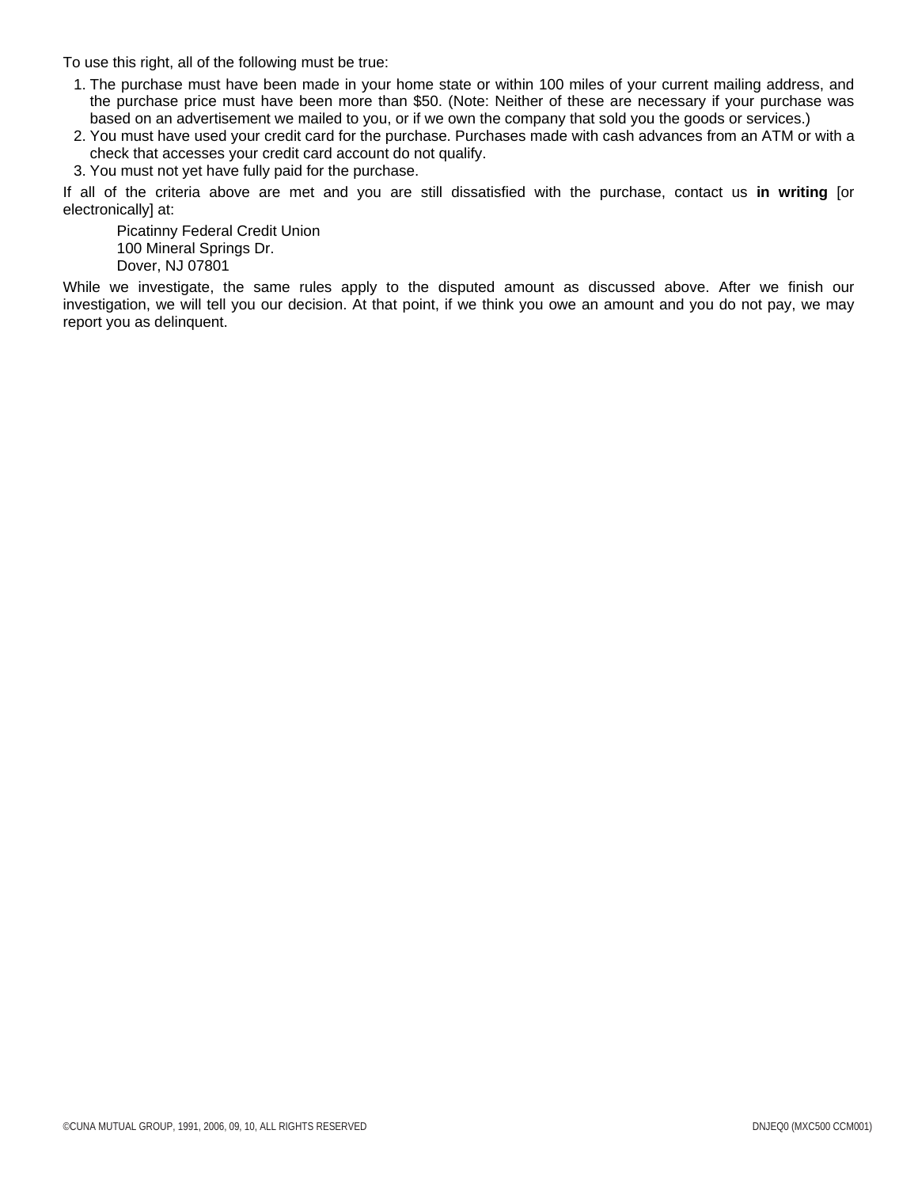To use this right, all of the following must be true:

1. The purchase must have been made in your home state or within 100 miles of your current mailing address, and the purchase price must have been more than $50. (Note: Neither of these are necessary if your purchase was based on an advertisement we mailed to you, or if we own the company that sold you the goods or services.)
2. You must have used your credit card for the purchase. Purchases made with cash advances from an ATM or with a check that accesses your credit card account do not qualify.
3. You must not yet have fully paid for the purchase.

If all of the criteria above are met and you are still dissatisfied with the purchase, contact us **in writing** [or electronically] at:

Picatinny Federal Credit Union
100 Mineral Springs Dr.
Dover, NJ 07801

While we investigate, the same rules apply to the disputed amount as discussed above. After we finish our investigation, we will tell you our decision. At that point, if we think you owe an amount and you do not pay, we may report you as delinquent.

©CUNA MUTUAL GROUP, 1991, 2006, 09, 10, ALL RIGHTS RESERVED

DNJEQ0 (MXC500 CCM001)